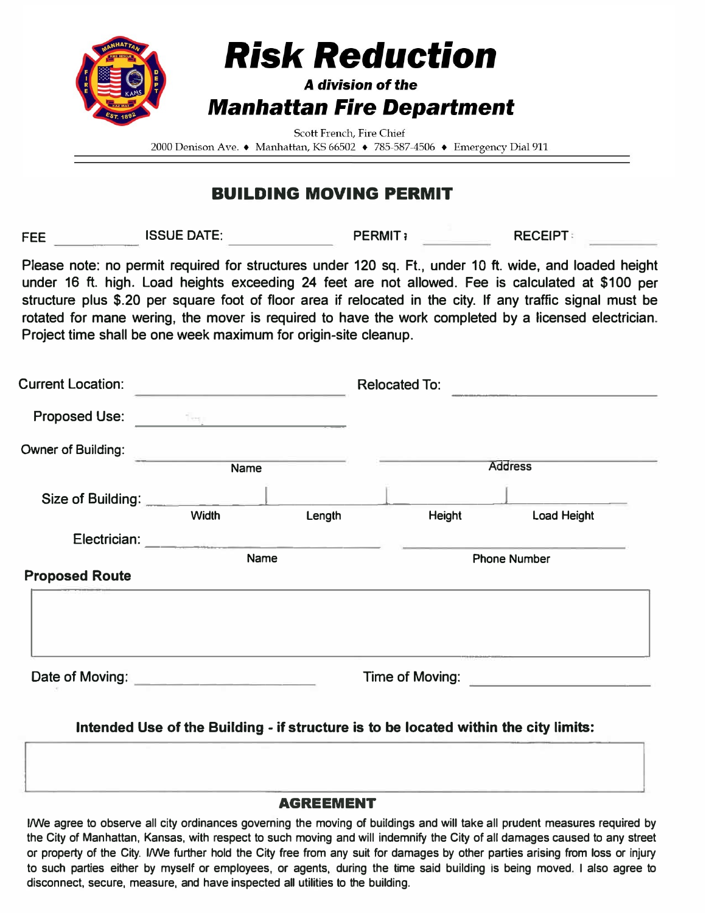# Risk Reduction

***A division of the***

## *Manhattan Fire Department*

Scott French, Fire Chief

2000 Denison Ave. ♦ Manhattan, KS 66502 ♦ 785-587-4506 ♦ Emergency Dial 911

## BUILDING MOVING PERMIT

FEE \_\_\_\_\_\_\_\_\_\_ ISSUE DATE: \_\_\_\_\_\_\_\_\_\_\_\_ PERMIT: \_\_\_\_\_\_\_\_\_\_ RECEIPT: \_\_\_\_\_\_\_\_\_\_

Please note: no permit required for structures under 120 sq. Ft., under 10 ft. wide, and loaded height under 16 ft. high. Load heights exceeding 24 feet are not allowed. Fee is calculated at $100 per structure plus $.20 per square foot of floor area if relocated in the city. If any traffic signal must be rotated for mane wering, the mover is required to have the work completed by a licensed electrician. Project time shall be one week maximum for origin-site cleanup.

Current Location: \_\_\_\_\_\_\_\_\_\_\_\_\_\_\_\_\_\_\_\_ Relocated To: \_\_\_\_\_\_\_\_\_\_\_\_\_\_\_\_\_\_\_\_

Proposed Use: \_\_\_\_\_\_\_\_\_\_\_\_\_\_\_\_\_\_\_\_

Owner of Building: \_\_\_\_\_\_\_\_\_\_\_\_\_\_\_\_\_\_\_\_ \_\_\_\_\_\_\_\_\_\_\_\_\_\_\_\_\_\_\_\_

Name Address

Size of Building: \_\_\_\_\_\_\_\_\_\_ | \_\_\_\_\_\_\_\_\_\_ | \_\_\_\_\_\_\_\_\_\_ | \_\_\_\_\_\_\_\_\_\_

Width Length Height Load Height

Electrician: \_\_\_\_\_\_\_\_\_\_\_\_\_\_\_\_\_\_\_\_ \_\_\_\_\_\_\_\_\_\_\_\_\_\_\_\_\_\_\_\_

Name Phone Number

**Proposed Route**

Date of Moving: \_\_\_\_\_\_\_\_\_\_\_\_\_\_\_\_\_\_\_\_ Time of Moving: \_\_\_\_\_\_\_\_\_\_\_\_\_\_\_\_\_\_\_\_

**Intended Use of the Building - if structure is to be located within the city limits:**

## AGREEMENT

I/We agree to observe all city ordinances governing the moving of buildings and will take all prudent measures required by the City of Manhattan, Kansas, with respect to such moving and will indemnify the City of all damages caused to any street or property of the City. I/We further hold the City free from any suit for damages by other parties arising from loss or injury to such parties either by myself or employees, or agents, during the time said building is being moved. I also agree to disconnect, secure, measure, and have inspected all utilities to the building.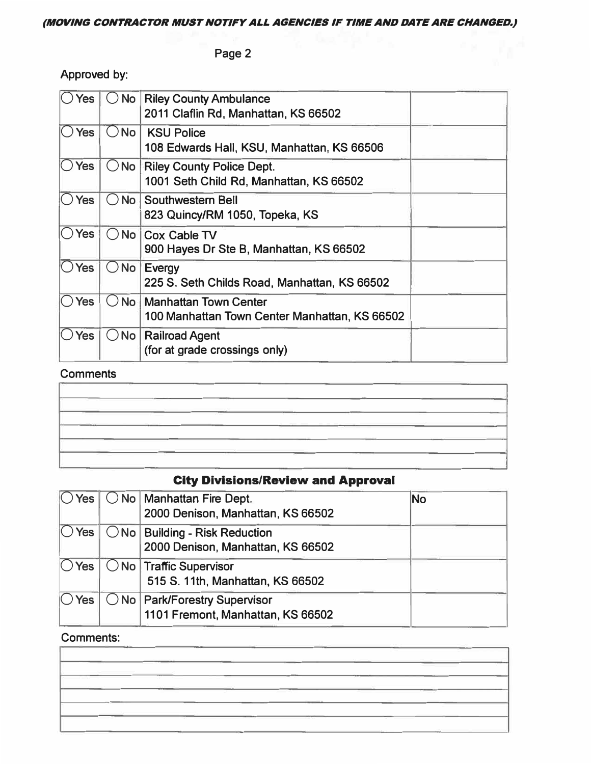***(MOVING CONTRACTOR MUST NOTIFY ALL AGENCIES IF TIME AND DATE ARE CHANGED.)***

Page 2

Approved by:

| | | | |
|---|---|---|---|
| ◯ Yes | ◯ No | Riley County Ambulance<br>2011 Claflin Rd, Manhattan, KS 66502 | |
| ◯ Yes | ◯ No | KSU Police<br>108 Edwards Hall, KSU, Manhattan, KS 66506 | |
| ◯ Yes | ◯ No | Riley County Police Dept.<br>1001 Seth Child Rd, Manhattan, KS 66502 | |
| ◯ Yes | ◯ No | Southwestern Bell<br>823 Quincy/RM 1050, Topeka, KS | |
| ◯ Yes | ◯ No | Cox Cable TV<br>900 Hayes Dr Ste B, Manhattan, KS 66502 | |
| ◯ Yes | ◯ No | Evergy<br>225 S. Seth Childs Road, Manhattan, KS 66502 | |
| ◯ Yes | ◯ No | Manhattan Town Center<br>100 Manhattan Town Center Manhattan, KS 66502 | |
| ◯ Yes | ◯ No | Railroad Agent<br>(for at grade crossings only) | |

Comments

## City Divisions/Review and Approval

| | | | |
|---|---|---|---|
| ◯ Yes | ◯ No | Manhattan Fire Dept.<br>2000 Denison, Manhattan, KS 66502 | No |
| ◯ Yes | ◯ No | Building - Risk Reduction<br>2000 Denison, Manhattan, KS 66502 | |
| ◯ Yes | ◯ No | Traffic Supervisor<br>515 S. 11th, Manhattan, KS 66502 | |
| ◯ Yes | ◯ No | Park/Forestry Supervisor<br>1101 Fremont, Manhattan, KS 66502 | |

Comments: